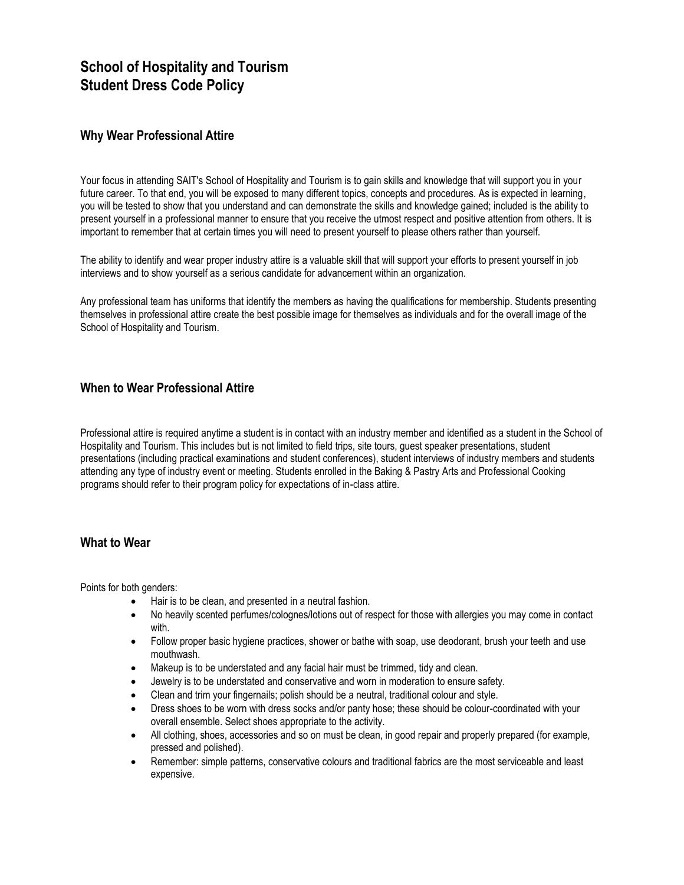# School of Hospitality and Tourism
# Student Dress Code Policy

## Why Wear Professional Attire

Your focus in attending SAIT's School of Hospitality and Tourism is to gain skills and knowledge that will support you in your future career. To that end, you will be exposed to many different topics, concepts and procedures. As is expected in learning, you will be tested to show that you understand and can demonstrate the skills and knowledge gained; included is the ability to present yourself in a professional manner to ensure that you receive the utmost respect and positive attention from others. It is important to remember that at certain times you will need to present yourself to please others rather than yourself.

The ability to identify and wear proper industry attire is a valuable skill that will support your efforts to present yourself in job interviews and to show yourself as a serious candidate for advancement within an organization.

Any professional team has uniforms that identify the members as having the qualifications for membership. Students presenting themselves in professional attire create the best possible image for themselves as individuals and for the overall image of the School of Hospitality and Tourism.

## When to Wear Professional Attire

Professional attire is required anytime a student is in contact with an industry member and identified as a student in the School of Hospitality and Tourism. This includes but is not limited to field trips, site tours, guest speaker presentations, student presentations (including practical examinations and student conferences), student interviews of industry members and students attending any type of industry event or meeting. Students enrolled in the Baking & Pastry Arts and Professional Cooking programs should refer to their program policy for expectations of in-class attire.

## What to Wear

Points for both genders:

- Hair is to be clean, and presented in a neutral fashion.
- No heavily scented perfumes/colognes/lotions out of respect for those with allergies you may come in contact with.
- Follow proper basic hygiene practices, shower or bathe with soap, use deodorant, brush your teeth and use mouthwash.
- Makeup is to be understated and any facial hair must be trimmed, tidy and clean.
- Jewelry is to be understated and conservative and worn in moderation to ensure safety.
- Clean and trim your fingernails; polish should be a neutral, traditional colour and style.
- Dress shoes to be worn with dress socks and/or panty hose; these should be colour-coordinated with your overall ensemble. Select shoes appropriate to the activity.
- All clothing, shoes, accessories and so on must be clean, in good repair and properly prepared (for example, pressed and polished).
- Remember: simple patterns, conservative colours and traditional fabrics are the most serviceable and least expensive.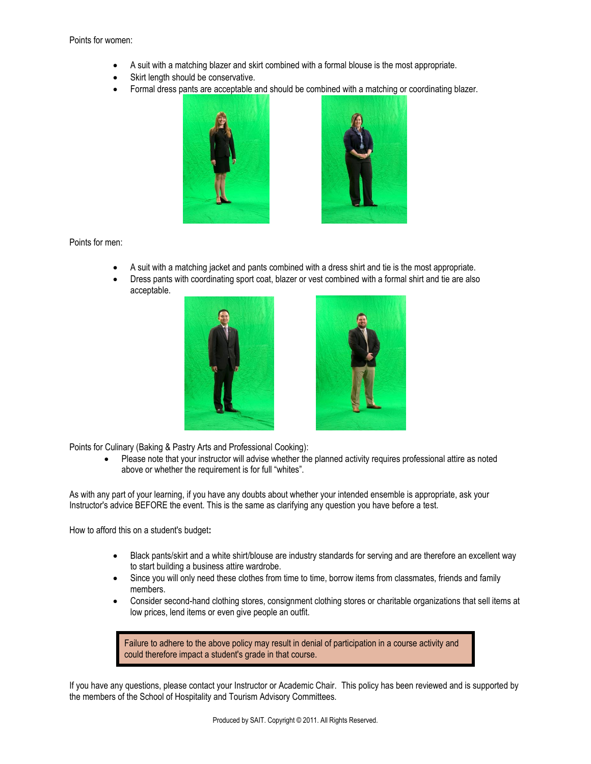Points for women:

- A suit with a matching blazer and skirt combined with a formal blouse is the most appropriate.
- Skirt length should be conservative.
- Formal dress pants are acceptable and should be combined with a matching or coordinating blazer.

Points for men:

- A suit with a matching jacket and pants combined with a dress shirt and tie is the most appropriate.
- Dress pants with coordinating sport coat, blazer or vest combined with a formal shirt and tie are also acceptable.

Points for Culinary (Baking & Pastry Arts and Professional Cooking):

- Please note that your instructor will advise whether the planned activity requires professional attire as noted above or whether the requirement is for full "whites".

As with any part of your learning, if you have any doubts about whether your intended ensemble is appropriate, ask your Instructor's advice BEFORE the event. This is the same as clarifying any question you have before a test.

How to afford this on a student's budget**:**

- Black pants/skirt and a white shirt/blouse are industry standards for serving and are therefore an excellent way to start building a business attire wardrobe.
- Since you will only need these clothes from time to time, borrow items from classmates, friends and family members.
- Consider second-hand clothing stores, consignment clothing stores or charitable organizations that sell items at low prices, lend items or even give people an outfit.

> Failure to adhere to the above policy may result in denial of participation in a course activity and could therefore impact a student's grade in that course.

If you have any questions, please contact your Instructor or Academic Chair. This policy has been reviewed and is supported by the members of the School of Hospitality and Tourism Advisory Committees.

Produced by SAIT. Copyright © 2011. All Rights Reserved.